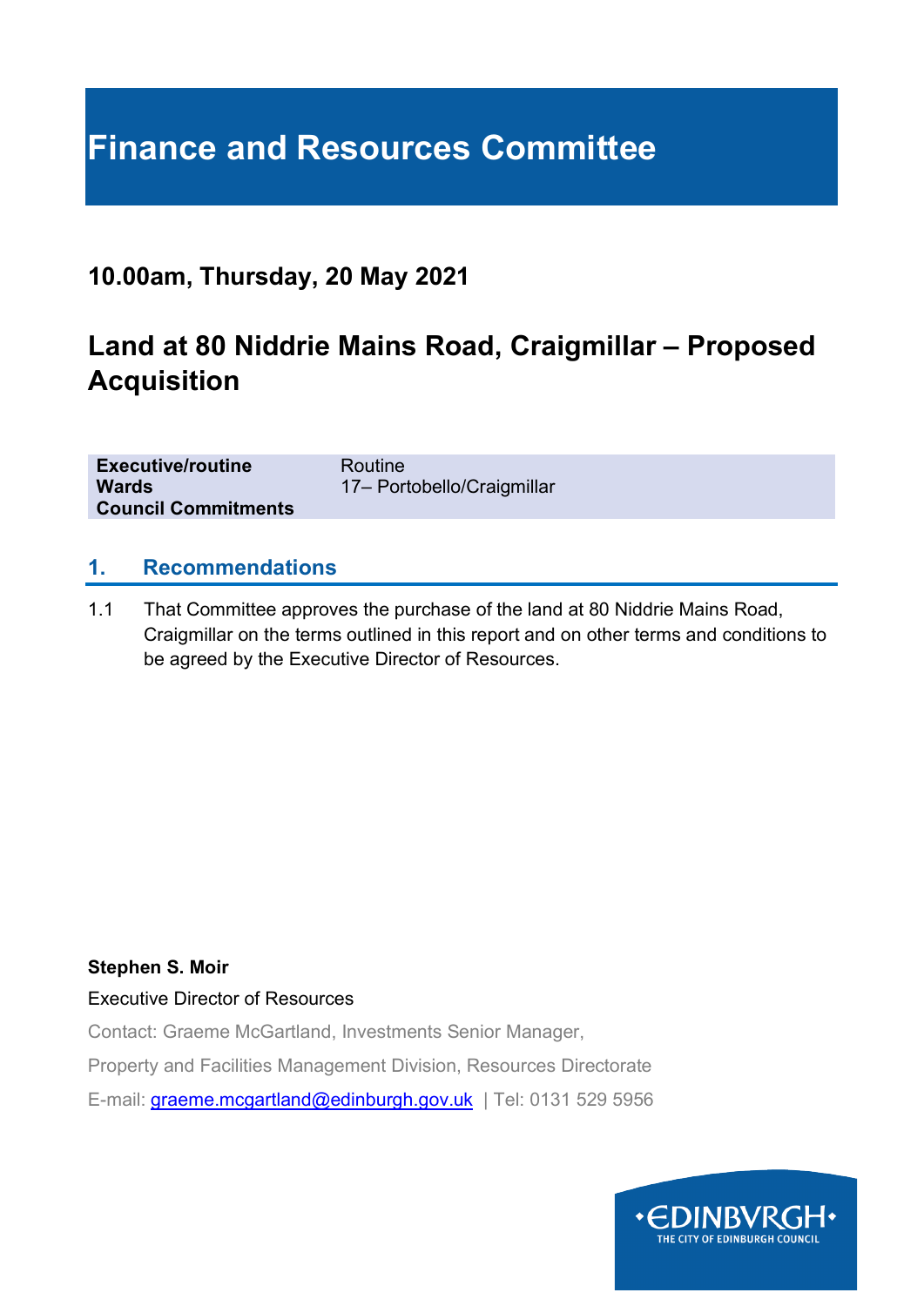# Finance and Resources Committee

## 10.00am, Thursday, 20 May 2021

## Land at 80 Niddrie Mains Road, Craigmillar – Proposed Acquisition

| | |
|---|---|
| **Executive/routine** | Routine |
| **Wards** | 17– Portobello/Craigmillar |
| **Council Commitments** | |

### 1. Recommendations

1.1 That Committee approves the purchase of the land at 80 Niddrie Mains Road, Craigmillar on the terms outlined in this report and on other terms and conditions to be agreed by the Executive Director of Resources.

**Stephen S. Moir**

Executive Director of Resources

Contact: Graeme McGartland, Investments Senior Manager,

Property and Facilities Management Division, Resources Directorate

E-mail: graeme.mcgartland@edinburgh.gov.uk | Tel: 0131 529 5956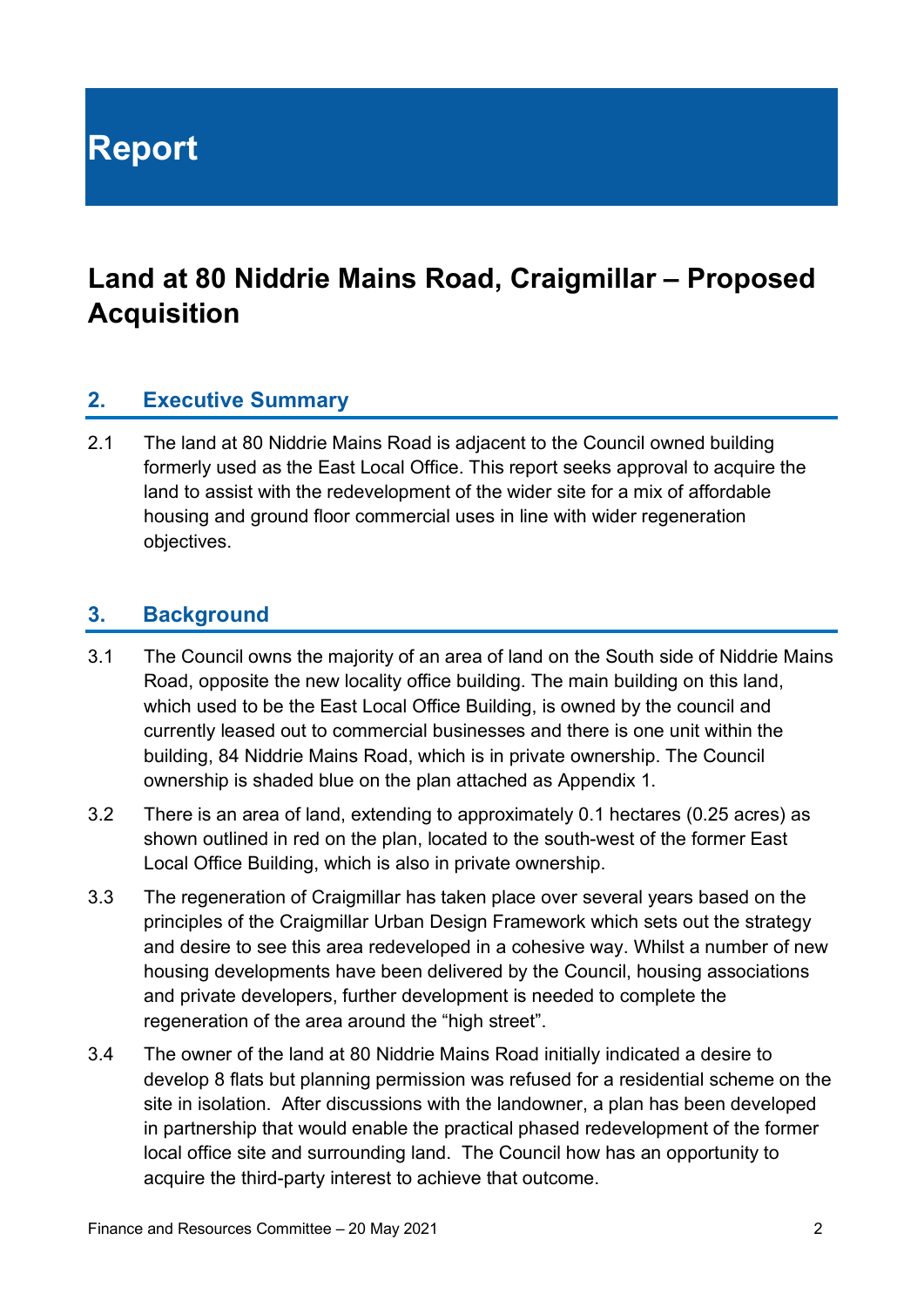# Report

## Land at 80 Niddrie Mains Road, Craigmillar – Proposed Acquisition

### 2. Executive Summary

2.1 The land at 80 Niddrie Mains Road is adjacent to the Council owned building formerly used as the East Local Office. This report seeks approval to acquire the land to assist with the redevelopment of the wider site for a mix of affordable housing and ground floor commercial uses in line with wider regeneration objectives.

### 3. Background

3.1 The Council owns the majority of an area of land on the South side of Niddrie Mains Road, opposite the new locality office building. The main building on this land, which used to be the East Local Office Building, is owned by the council and currently leased out to commercial businesses and there is one unit within the building, 84 Niddrie Mains Road, which is in private ownership. The Council ownership is shaded blue on the plan attached as Appendix 1.

3.2 There is an area of land, extending to approximately 0.1 hectares (0.25 acres) as shown outlined in red on the plan, located to the south-west of the former East Local Office Building, which is also in private ownership.

3.3 The regeneration of Craigmillar has taken place over several years based on the principles of the Craigmillar Urban Design Framework which sets out the strategy and desire to see this area redeveloped in a cohesive way. Whilst a number of new housing developments have been delivered by the Council, housing associations and private developers, further development is needed to complete the regeneration of the area around the "high street".

3.4 The owner of the land at 80 Niddrie Mains Road initially indicated a desire to develop 8 flats but planning permission was refused for a residential scheme on the site in isolation. After discussions with the landowner, a plan has been developed in partnership that would enable the practical phased redevelopment of the former local office site and surrounding land. The Council how has an opportunity to acquire the third-party interest to achieve that outcome.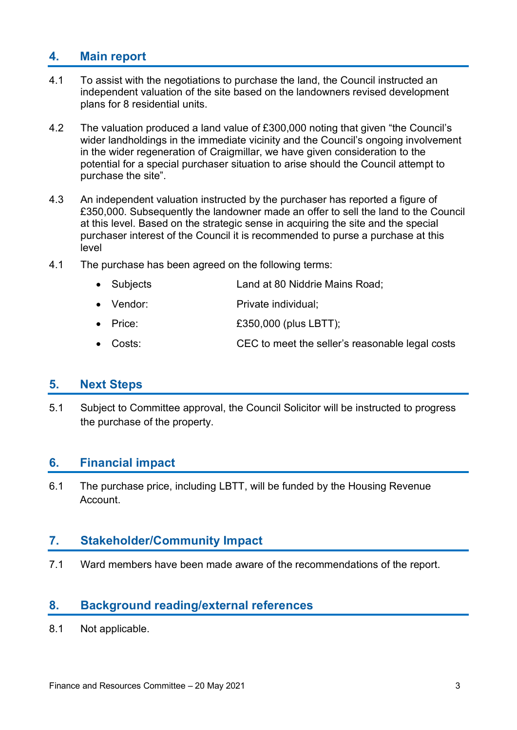## 4. Main report

4.1 To assist with the negotiations to purchase the land, the Council instructed an independent valuation of the site based on the landowners revised development plans for 8 residential units.

4.2 The valuation produced a land value of £300,000 noting that given "the Council's wider landholdings in the immediate vicinity and the Council's ongoing involvement in the wider regeneration of Craigmillar, we have given consideration to the potential for a special purchaser situation to arise should the Council attempt to purchase the site".

4.3 An independent valuation instructed by the purchaser has reported a figure of £350,000. Subsequently the landowner made an offer to sell the land to the Council at this level. Based on the strategic sense in acquiring the site and the special purchaser interest of the Council it is recommended to purse a purchase at this level

4.1 The purchase has been agreed on the following terms:

- Subjects — Land at 80 Niddrie Mains Road;
- Vendor: — Private individual;
- Price: — £350,000 (plus LBTT);
- Costs: — CEC to meet the seller's reasonable legal costs

## 5. Next Steps

5.1 Subject to Committee approval, the Council Solicitor will be instructed to progress the purchase of the property.

## 6. Financial impact

6.1 The purchase price, including LBTT, will be funded by the Housing Revenue Account.

## 7. Stakeholder/Community Impact

7.1 Ward members have been made aware of the recommendations of the report.

## 8. Background reading/external references

8.1 Not applicable.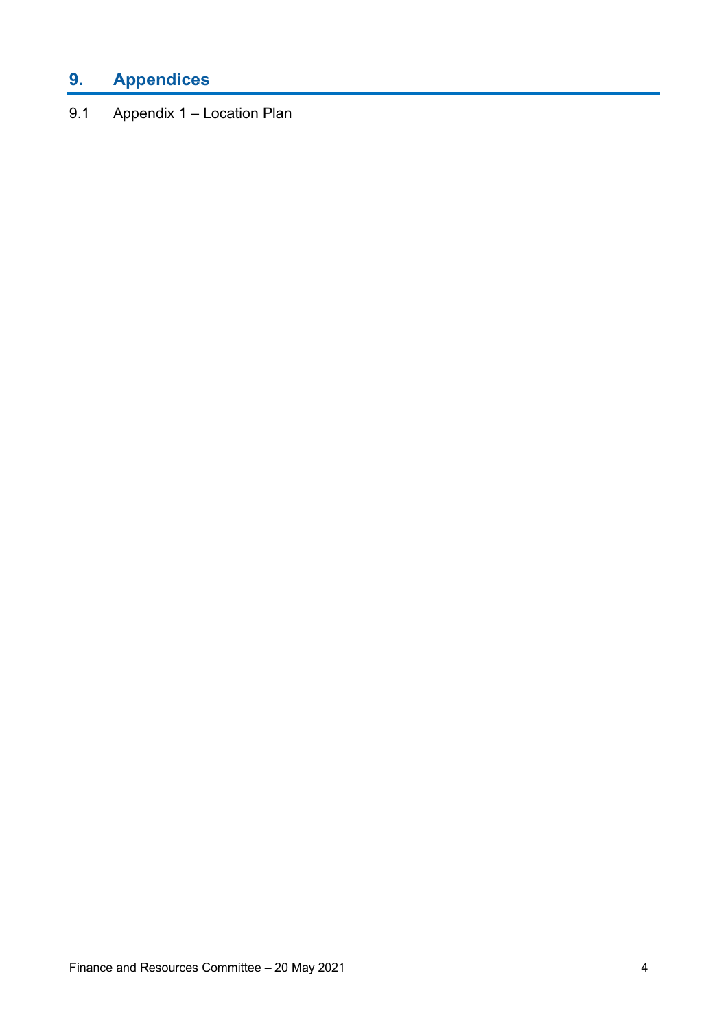## 9. Appendices

9.1 Appendix 1 – Location Plan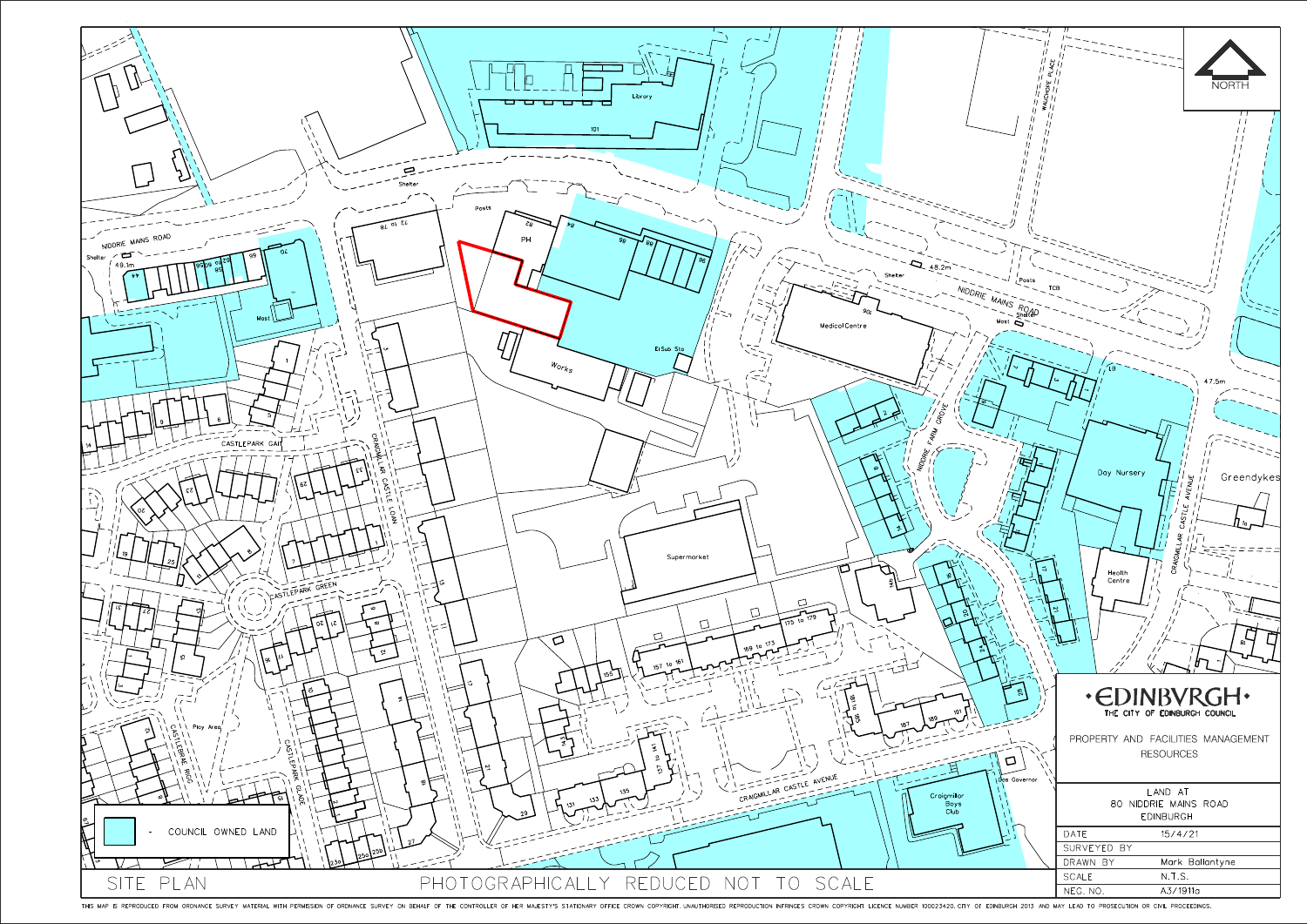# SITE PLAN

PHOTOGRAPHICALLY REDUCED NOT TO SCALE

NORTH

- COUNCIL OWNED LAND

**·EDINBVRGH·**
THE CITY OF EDINBURGH COUNCIL

PROPERTY AND FACILITIES MANAGEMENT
RESOURCES

LAND AT
80 NIDDRIE MAINS ROAD
EDINBURGH

| | |
|---|---|
| DATE | 15/4/21 |
| SURVEYED BY | |
| DRAWN BY | Mark Ballantyne |
| SCALE | N.T.S. |
| NEG. NO. | A3/1911a |

THIS MAP IS REPRODUCED FROM ORDNANCE SURVEY MATERIAL WITH PERMISSION OF ORDNANCE SURVEY ON BEHALF OF THE CONTROLLER OF HER MAJESTY'S STATIONARY OFFICE CROWN COPYRIGHT. UNAUTHORISED REPRODUCTION INFRINGES CROWN COPYRIGHT LICENCE NUMBER 100023420. CITY OF EDINBURGH 2013 AND MAY LEAD TO PROSECUTION OR CIVIL PROCEEDINGS.